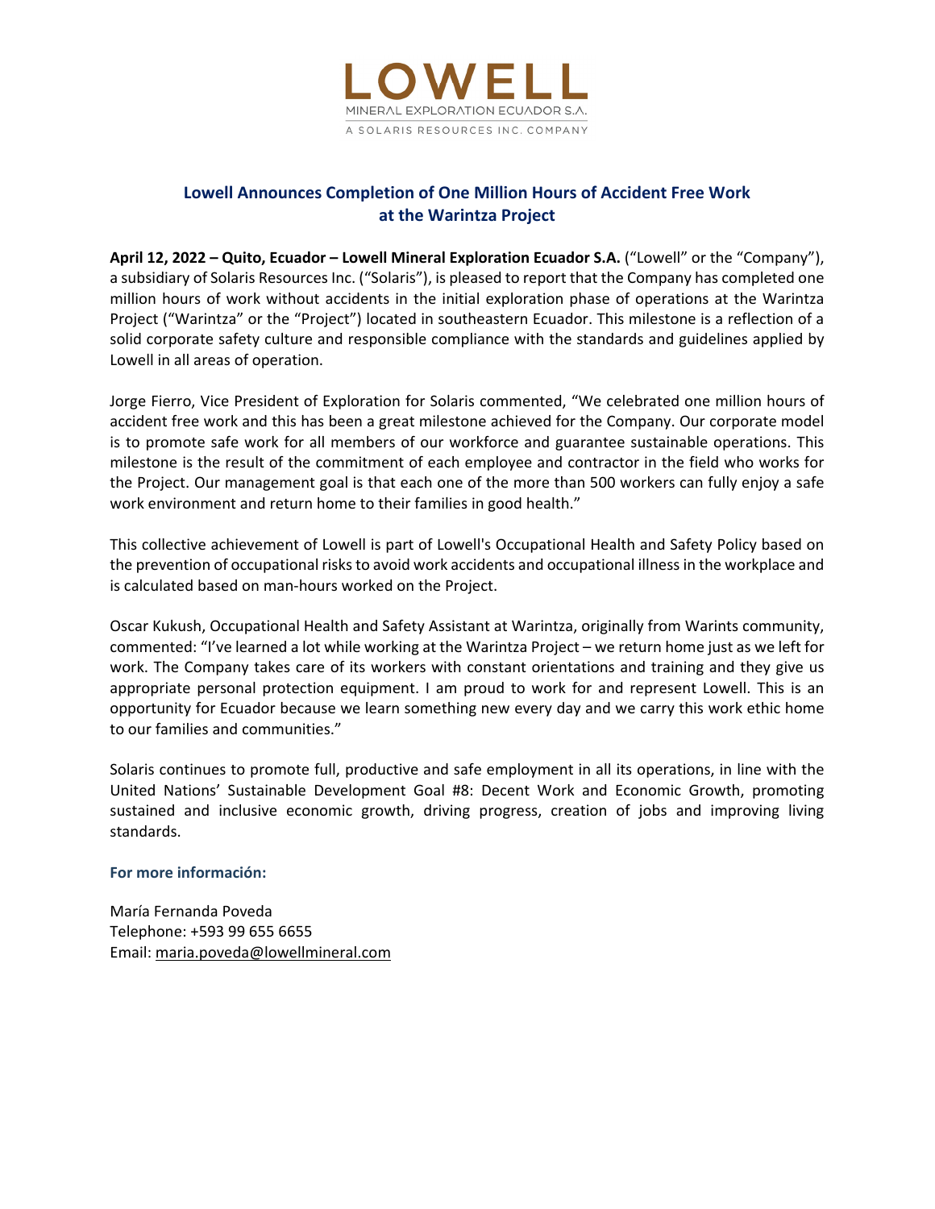LOWELL
MINERAL EXPLORATION ECUADOR S.A.
A SOLARIS RESOURCES INC. COMPANY

# Lowell Announces Completion of One Million Hours of Accident Free Work at the Warintza Project

**April 12, 2022 – Quito, Ecuador – Lowell Mineral Exploration Ecuador S.A.** ("Lowell" or the "Company"), a subsidiary of Solaris Resources Inc. ("Solaris"), is pleased to report that the Company has completed one million hours of work without accidents in the initial exploration phase of operations at the Warintza Project ("Warintza" or the "Project") located in southeastern Ecuador. This milestone is a reflection of a solid corporate safety culture and responsible compliance with the standards and guidelines applied by Lowell in all areas of operation.

Jorge Fierro, Vice President of Exploration for Solaris commented, "We celebrated one million hours of accident free work and this has been a great milestone achieved for the Company. Our corporate model is to promote safe work for all members of our workforce and guarantee sustainable operations. This milestone is the result of the commitment of each employee and contractor in the field who works for the Project. Our management goal is that each one of the more than 500 workers can fully enjoy a safe work environment and return home to their families in good health."

This collective achievement of Lowell is part of Lowell's Occupational Health and Safety Policy based on the prevention of occupational risks to avoid work accidents and occupational illness in the workplace and is calculated based on man-hours worked on the Project.

Oscar Kukush, Occupational Health and Safety Assistant at Warintza, originally from Warints community, commented: "I've learned a lot while working at the Warintza Project – we return home just as we left for work. The Company takes care of its workers with constant orientations and training and they give us appropriate personal protection equipment. I am proud to work for and represent Lowell. This is an opportunity for Ecuador because we learn something new every day and we carry this work ethic home to our families and communities."

Solaris continues to promote full, productive and safe employment in all its operations, in line with the United Nations' Sustainable Development Goal #8: Decent Work and Economic Growth, promoting sustained and inclusive economic growth, driving progress, creation of jobs and improving living standards.

**For more información:**

María Fernanda Poveda
Telephone: +593 99 655 6655
Email: maria.poveda@lowellmineral.com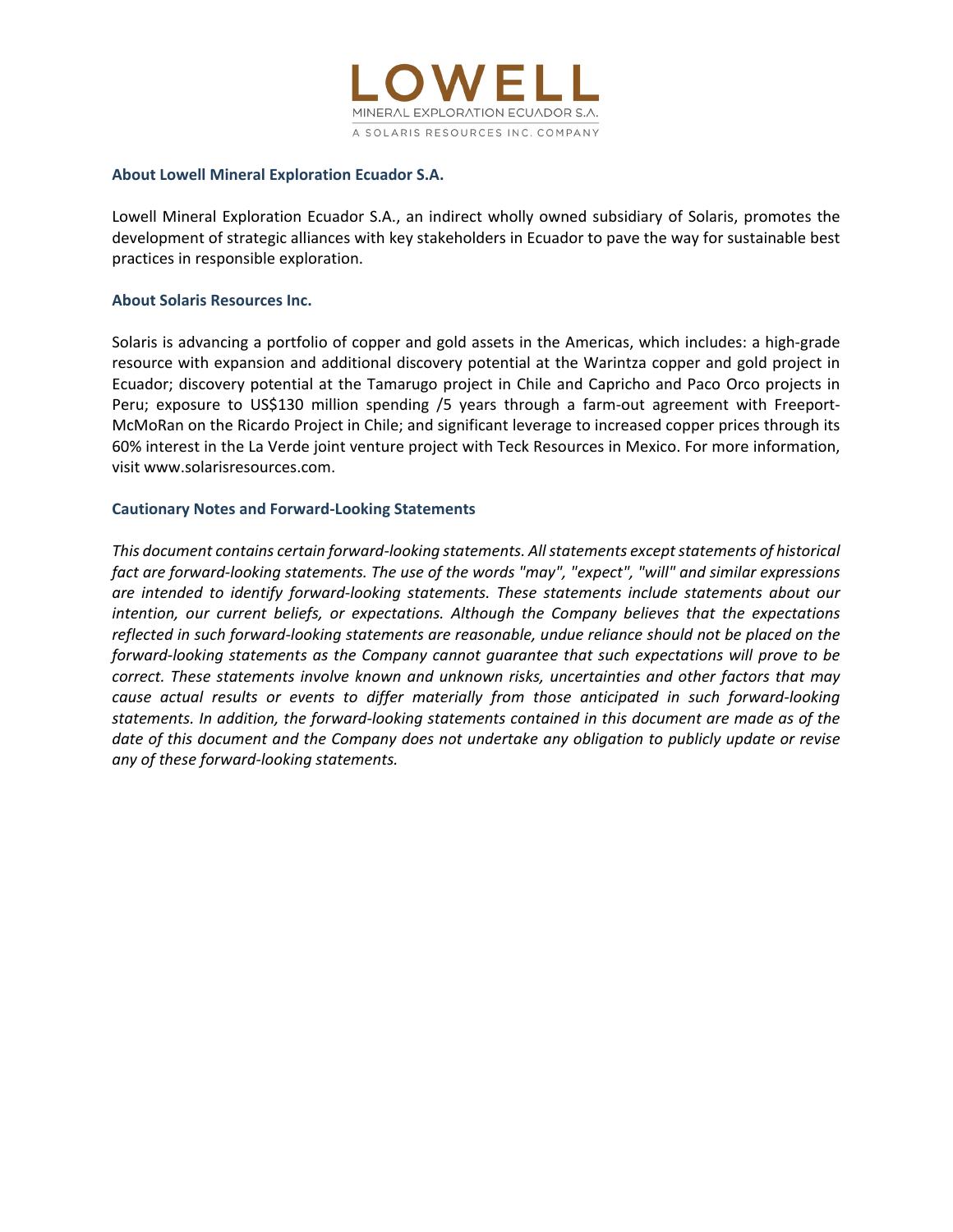LOWELL

MINERAL EXPLORATION ECUADOR S.A.

A SOLARIS RESOURCES INC. COMPANY

### About Lowell Mineral Exploration Ecuador S.A.

Lowell Mineral Exploration Ecuador S.A., an indirect wholly owned subsidiary of Solaris, promotes the development of strategic alliances with key stakeholders in Ecuador to pave the way for sustainable best practices in responsible exploration.

### About Solaris Resources Inc.

Solaris is advancing a portfolio of copper and gold assets in the Americas, which includes: a high-grade resource with expansion and additional discovery potential at the Warintza copper and gold project in Ecuador; discovery potential at the Tamarugo project in Chile and Capricho and Paco Orco projects in Peru; exposure to US$130 million spending /5 years through a farm-out agreement with Freeport-McMoRan on the Ricardo Project in Chile; and significant leverage to increased copper prices through its 60% interest in the La Verde joint venture project with Teck Resources in Mexico. For more information, visit www.solarisresources.com.

### Cautionary Notes and Forward-Looking Statements

*This document contains certain forward-looking statements. All statements except statements of historical fact are forward-looking statements. The use of the words "may", "expect", "will" and similar expressions are intended to identify forward-looking statements. These statements include statements about our intention, our current beliefs, or expectations. Although the Company believes that the expectations reflected in such forward-looking statements are reasonable, undue reliance should not be placed on the forward-looking statements as the Company cannot guarantee that such expectations will prove to be correct. These statements involve known and unknown risks, uncertainties and other factors that may cause actual results or events to differ materially from those anticipated in such forward-looking statements. In addition, the forward-looking statements contained in this document are made as of the date of this document and the Company does not undertake any obligation to publicly update or revise any of these forward-looking statements.*